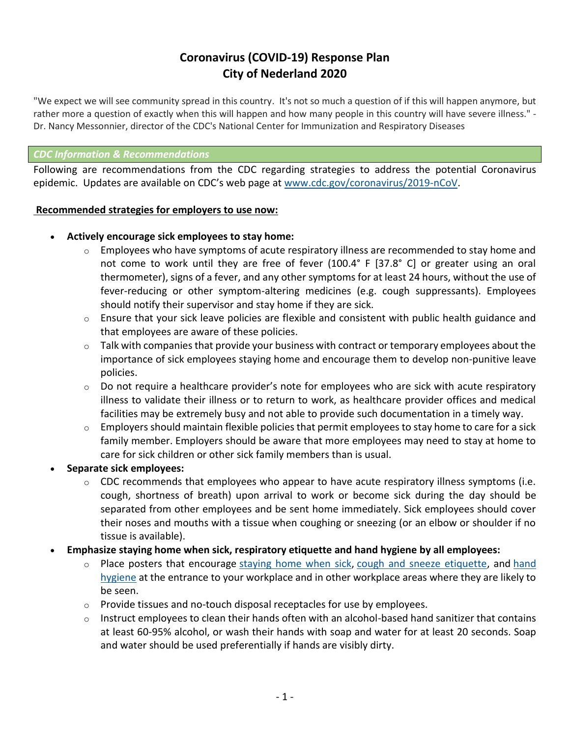# Coronavirus (COVID-19) Response Plan
# City of Nederland 2020

"We expect we will see community spread in this country. It's not so much a question of if this will happen anymore, but rather more a question of exactly when this will happen and how many people in this country will have severe illness." - Dr. Nancy Messonnier, director of the CDC's National Center for Immunization and Respiratory Diseases

## *CDC Information & Recommendations*

Following are recommendations from the CDC regarding strategies to address the potential Coronavirus epidemic. Updates are available on CDC's web page at [www.cdc.gov/coronavirus/2019-nCoV](www.cdc.gov/coronavirus/2019-nCoV).

**Recommended strategies for employers to use now:**

- **Actively encourage sick employees to stay home:**
  - Employees who have symptoms of acute respiratory illness are recommended to stay home and not come to work until they are free of fever (100.4° F [37.8° C] or greater using an oral thermometer), signs of a fever, and any other symptoms for at least 24 hours, without the use of fever-reducing or other symptom-altering medicines (e.g. cough suppressants). Employees should notify their supervisor and stay home if they are sick.
  - Ensure that your sick leave policies are flexible and consistent with public health guidance and that employees are aware of these policies.
  - Talk with companies that provide your business with contract or temporary employees about the importance of sick employees staying home and encourage them to develop non-punitive leave policies.
  - Do not require a healthcare provider's note for employees who are sick with acute respiratory illness to validate their illness or to return to work, as healthcare provider offices and medical facilities may be extremely busy and not able to provide such documentation in a timely way.
  - Employers should maintain flexible policies that permit employees to stay home to care for a sick family member. Employers should be aware that more employees may need to stay at home to care for sick children or other sick family members than is usual.
- **Separate sick employees:**
  - CDC recommends that employees who appear to have acute respiratory illness symptoms (i.e. cough, shortness of breath) upon arrival to work or become sick during the day should be separated from other employees and be sent home immediately. Sick employees should cover their noses and mouths with a tissue when coughing or sneezing (or an elbow or shoulder if no tissue is available).
- **Emphasize staying home when sick, respiratory etiquette and hand hygiene by all employees:**
  - Place posters that encourage staying home when sick, cough and sneeze etiquette, and hand hygiene at the entrance to your workplace and in other workplace areas where they are likely to be seen.
  - Provide tissues and no-touch disposal receptacles for use by employees.
  - Instruct employees to clean their hands often with an alcohol-based hand sanitizer that contains at least 60-95% alcohol, or wash their hands with soap and water for at least 20 seconds. Soap and water should be used preferentially if hands are visibly dirty.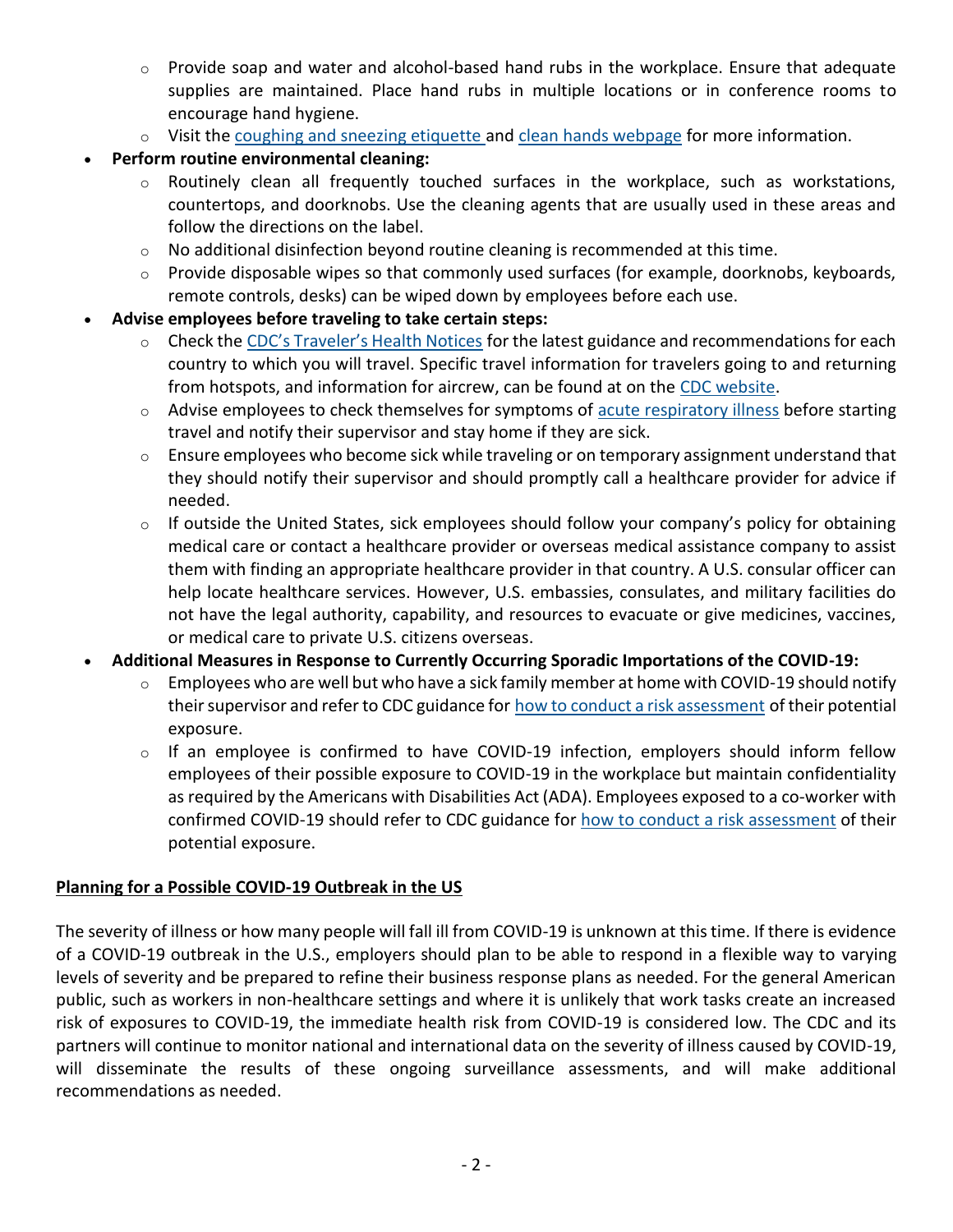- Provide soap and water and alcohol-based hand rubs in the workplace. Ensure that adequate supplies are maintained. Place hand rubs in multiple locations or in conference rooms to encourage hand hygiene.
    - Visit the coughing and sneezing etiquette and clean hands webpage for more information.
- **Perform routine environmental cleaning:**
    - Routinely clean all frequently touched surfaces in the workplace, such as workstations, countertops, and doorknobs. Use the cleaning agents that are usually used in these areas and follow the directions on the label.
    - No additional disinfection beyond routine cleaning is recommended at this time.
    - Provide disposable wipes so that commonly used surfaces (for example, doorknobs, keyboards, remote controls, desks) can be wiped down by employees before each use.
- **Advise employees before traveling to take certain steps:**
    - Check the CDC's Traveler's Health Notices for the latest guidance and recommendations for each country to which you will travel. Specific travel information for travelers going to and returning from hotspots, and information for aircrew, can be found at on the CDC website.
    - Advise employees to check themselves for symptoms of acute respiratory illness before starting travel and notify their supervisor and stay home if they are sick.
    - Ensure employees who become sick while traveling or on temporary assignment understand that they should notify their supervisor and should promptly call a healthcare provider for advice if needed.
    - If outside the United States, sick employees should follow your company's policy for obtaining medical care or contact a healthcare provider or overseas medical assistance company to assist them with finding an appropriate healthcare provider in that country. A U.S. consular officer can help locate healthcare services. However, U.S. embassies, consulates, and military facilities do not have the legal authority, capability, and resources to evacuate or give medicines, vaccines, or medical care to private U.S. citizens overseas.
- **Additional Measures in Response to Currently Occurring Sporadic Importations of the COVID-19:**
    - Employees who are well but who have a sick family member at home with COVID-19 should notify their supervisor and refer to CDC guidance for how to conduct a risk assessment of their potential exposure.
    - If an employee is confirmed to have COVID-19 infection, employers should inform fellow employees of their possible exposure to COVID-19 in the workplace but maintain confidentiality as required by the Americans with Disabilities Act (ADA). Employees exposed to a co-worker with confirmed COVID-19 should refer to CDC guidance for how to conduct a risk assessment of their potential exposure.

## Planning for a Possible COVID-19 Outbreak in the US

The severity of illness or how many people will fall ill from COVID-19 is unknown at this time. If there is evidence of a COVID-19 outbreak in the U.S., employers should plan to be able to respond in a flexible way to varying levels of severity and be prepared to refine their business response plans as needed. For the general American public, such as workers in non-healthcare settings and where it is unlikely that work tasks create an increased risk of exposures to COVID-19, the immediate health risk from COVID-19 is considered low. The CDC and its partners will continue to monitor national and international data on the severity of illness caused by COVID-19, will disseminate the results of these ongoing surveillance assessments, and will make additional recommendations as needed.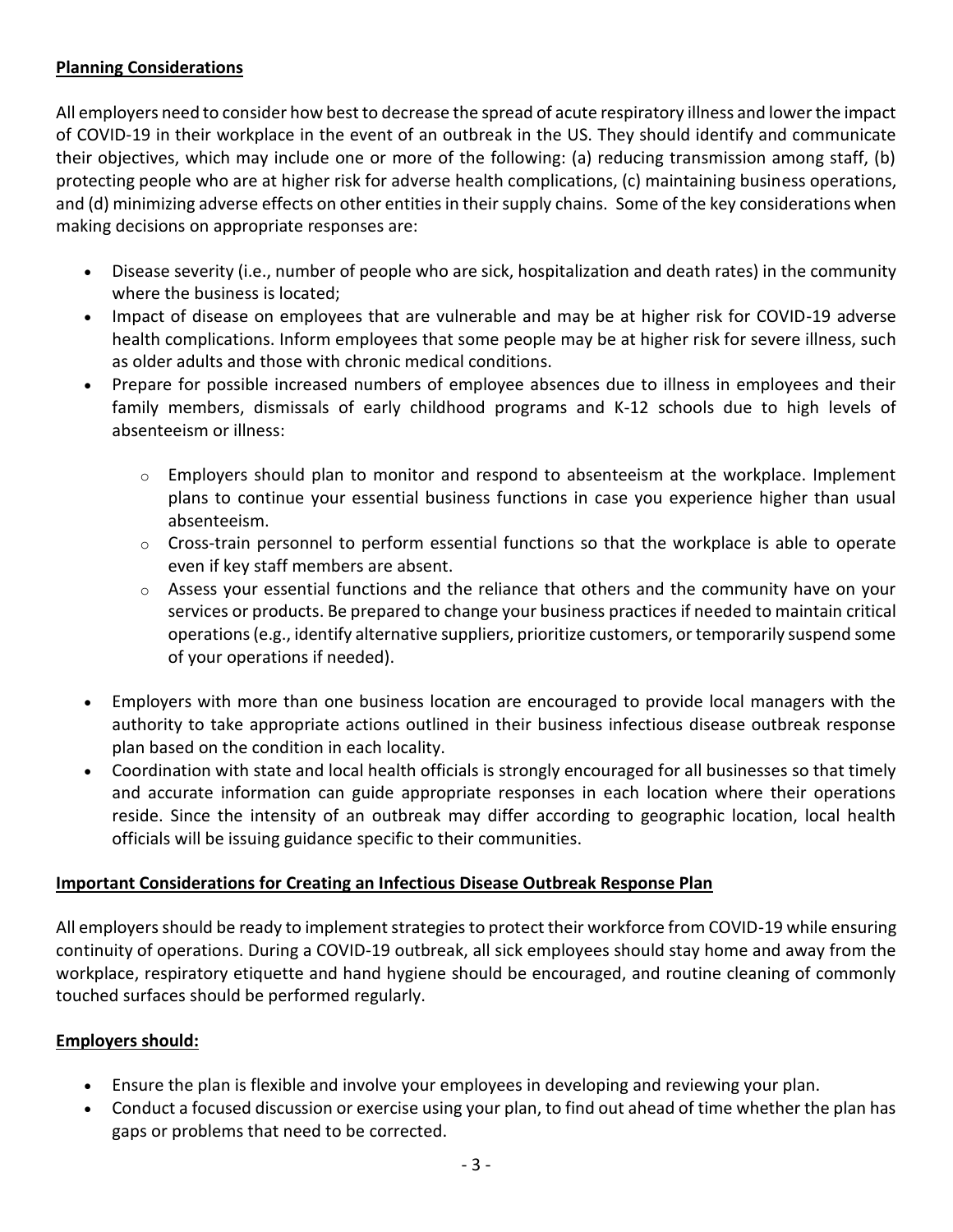**Planning Considerations**

All employers need to consider how best to decrease the spread of acute respiratory illness and lower the impact of COVID-19 in their workplace in the event of an outbreak in the US. They should identify and communicate their objectives, which may include one or more of the following: (a) reducing transmission among staff, (b) protecting people who are at higher risk for adverse health complications, (c) maintaining business operations, and (d) minimizing adverse effects on other entities in their supply chains. Some of the key considerations when making decisions on appropriate responses are:

- Disease severity (i.e., number of people who are sick, hospitalization and death rates) in the community where the business is located;
- Impact of disease on employees that are vulnerable and may be at higher risk for COVID-19 adverse health complications. Inform employees that some people may be at higher risk for severe illness, such as older adults and those with chronic medical conditions.
- Prepare for possible increased numbers of employee absences due to illness in employees and their family members, dismissals of early childhood programs and K-12 schools due to high levels of absenteeism or illness:
  - Employers should plan to monitor and respond to absenteeism at the workplace. Implement plans to continue your essential business functions in case you experience higher than usual absenteeism.
  - Cross-train personnel to perform essential functions so that the workplace is able to operate even if key staff members are absent.
  - Assess your essential functions and the reliance that others and the community have on your services or products. Be prepared to change your business practices if needed to maintain critical operations (e.g., identify alternative suppliers, prioritize customers, or temporarily suspend some of your operations if needed).
- Employers with more than one business location are encouraged to provide local managers with the authority to take appropriate actions outlined in their business infectious disease outbreak response plan based on the condition in each locality.
- Coordination with state and local health officials is strongly encouraged for all businesses so that timely and accurate information can guide appropriate responses in each location where their operations reside. Since the intensity of an outbreak may differ according to geographic location, local health officials will be issuing guidance specific to their communities.

**Important Considerations for Creating an Infectious Disease Outbreak Response Plan**

All employers should be ready to implement strategies to protect their workforce from COVID-19 while ensuring continuity of operations. During a COVID-19 outbreak, all sick employees should stay home and away from the workplace, respiratory etiquette and hand hygiene should be encouraged, and routine cleaning of commonly touched surfaces should be performed regularly.

**Employers should:**

- Ensure the plan is flexible and involve your employees in developing and reviewing your plan.
- Conduct a focused discussion or exercise using your plan, to find out ahead of time whether the plan has gaps or problems that need to be corrected.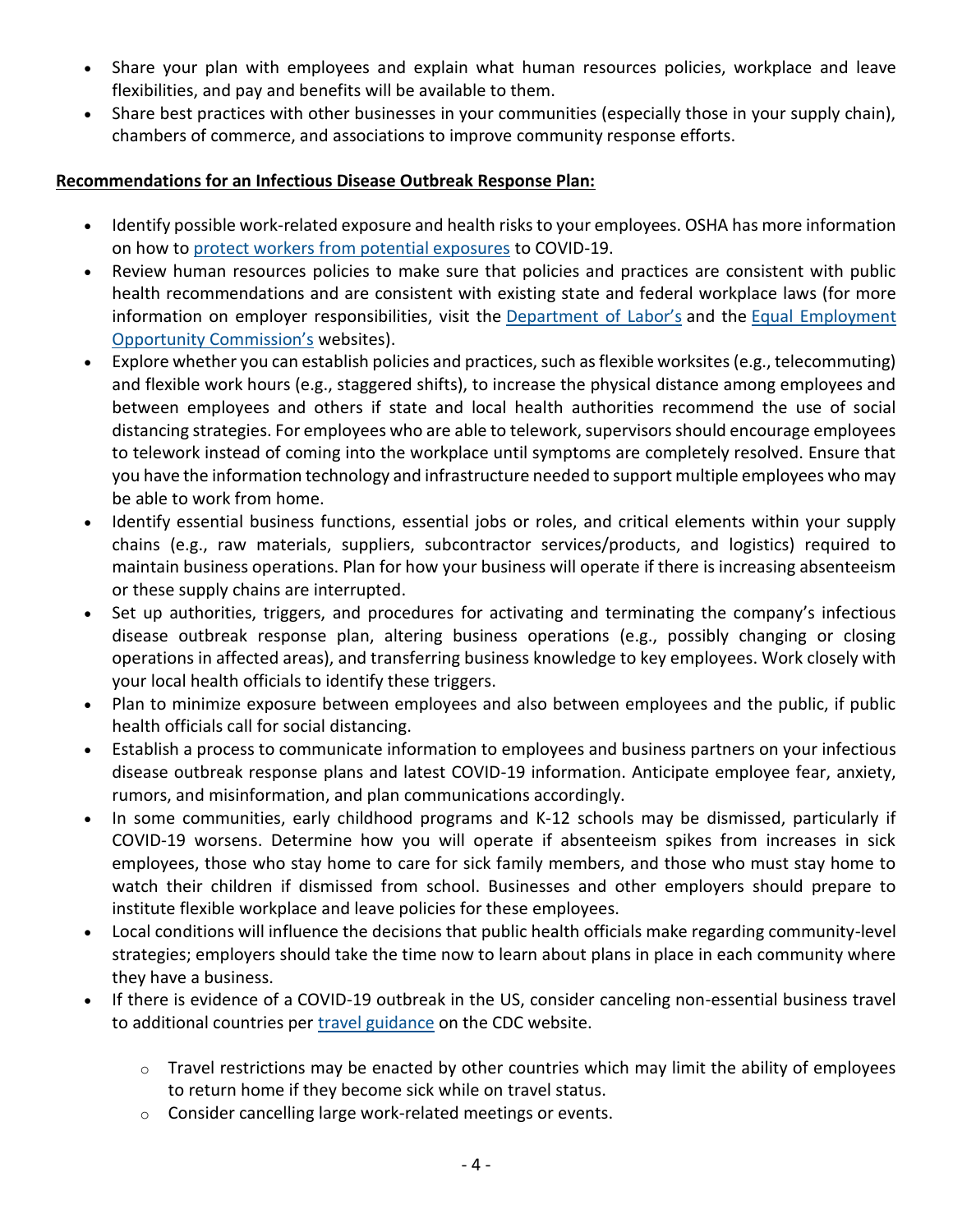- Share your plan with employees and explain what human resources policies, workplace and leave flexibilities, and pay and benefits will be available to them.
- Share best practices with other businesses in your communities (especially those in your supply chain), chambers of commerce, and associations to improve community response efforts.

**Recommendations for an Infectious Disease Outbreak Response Plan:**

- Identify possible work-related exposure and health risks to your employees. OSHA has more information on how to protect workers from potential exposures to COVID-19.
- Review human resources policies to make sure that policies and practices are consistent with public health recommendations and are consistent with existing state and federal workplace laws (for more information on employer responsibilities, visit the Department of Labor's and the Equal Employment Opportunity Commission's websites).
- Explore whether you can establish policies and practices, such as flexible worksites (e.g., telecommuting) and flexible work hours (e.g., staggered shifts), to increase the physical distance among employees and between employees and others if state and local health authorities recommend the use of social distancing strategies. For employees who are able to telework, supervisors should encourage employees to telework instead of coming into the workplace until symptoms are completely resolved. Ensure that you have the information technology and infrastructure needed to support multiple employees who may be able to work from home.
- Identify essential business functions, essential jobs or roles, and critical elements within your supply chains (e.g., raw materials, suppliers, subcontractor services/products, and logistics) required to maintain business operations. Plan for how your business will operate if there is increasing absenteeism or these supply chains are interrupted.
- Set up authorities, triggers, and procedures for activating and terminating the company's infectious disease outbreak response plan, altering business operations (e.g., possibly changing or closing operations in affected areas), and transferring business knowledge to key employees. Work closely with your local health officials to identify these triggers.
- Plan to minimize exposure between employees and also between employees and the public, if public health officials call for social distancing.
- Establish a process to communicate information to employees and business partners on your infectious disease outbreak response plans and latest COVID-19 information. Anticipate employee fear, anxiety, rumors, and misinformation, and plan communications accordingly.
- In some communities, early childhood programs and K-12 schools may be dismissed, particularly if COVID-19 worsens. Determine how you will operate if absenteeism spikes from increases in sick employees, those who stay home to care for sick family members, and those who must stay home to watch their children if dismissed from school. Businesses and other employers should prepare to institute flexible workplace and leave policies for these employees.
- Local conditions will influence the decisions that public health officials make regarding community-level strategies; employers should take the time now to learn about plans in place in each community where they have a business.
- If there is evidence of a COVID-19 outbreak in the US, consider canceling non-essential business travel to additional countries per travel guidance on the CDC website.
    - Travel restrictions may be enacted by other countries which may limit the ability of employees to return home if they become sick while on travel status.
    - Consider cancelling large work-related meetings or events.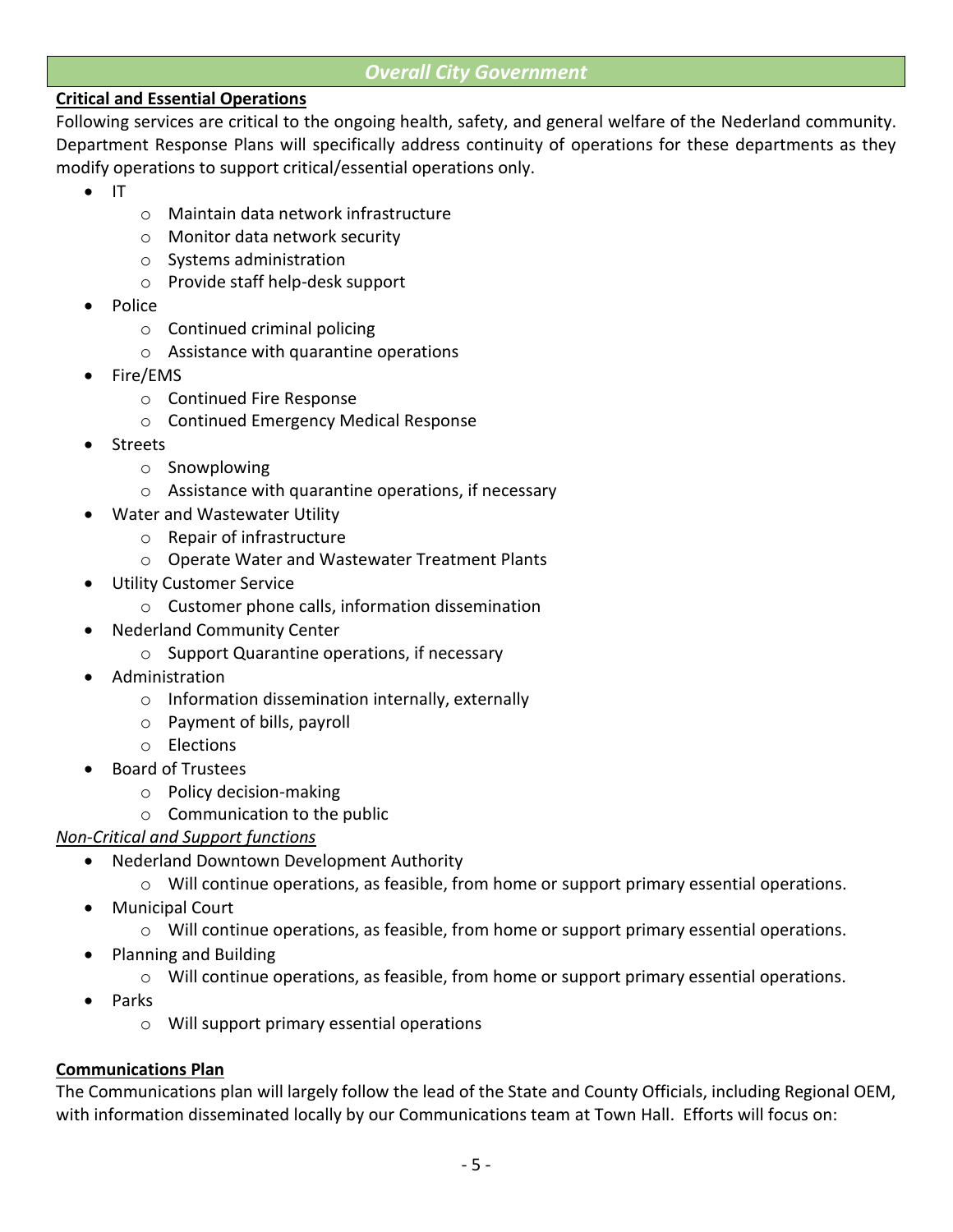## *Overall City Government*

**Critical and Essential Operations**

Following services are critical to the ongoing health, safety, and general welfare of the Nederland community. Department Response Plans will specifically address continuity of operations for these departments as they modify operations to support critical/essential operations only.

- IT
  - Maintain data network infrastructure
  - Monitor data network security
  - Systems administration
  - Provide staff help-desk support
- Police
  - Continued criminal policing
  - Assistance with quarantine operations
- Fire/EMS
  - Continued Fire Response
  - Continued Emergency Medical Response
- Streets
  - Snowplowing
  - Assistance with quarantine operations, if necessary
- Water and Wastewater Utility
  - Repair of infrastructure
  - Operate Water and Wastewater Treatment Plants
- Utility Customer Service
  - Customer phone calls, information dissemination
- Nederland Community Center
  - Support Quarantine operations, if necessary
- Administration
  - Information dissemination internally, externally
  - Payment of bills, payroll
  - Elections
- Board of Trustees
  - Policy decision-making
  - Communication to the public

*Non-Critical and Support functions*

- Nederland Downtown Development Authority
  - Will continue operations, as feasible, from home or support primary essential operations.
- Municipal Court
  - Will continue operations, as feasible, from home or support primary essential operations.
- Planning and Building
  - Will continue operations, as feasible, from home or support primary essential operations.
- Parks
  - Will support primary essential operations

**Communications Plan**

The Communications plan will largely follow the lead of the State and County Officials, including Regional OEM, with information disseminated locally by our Communications team at Town Hall. Efforts will focus on: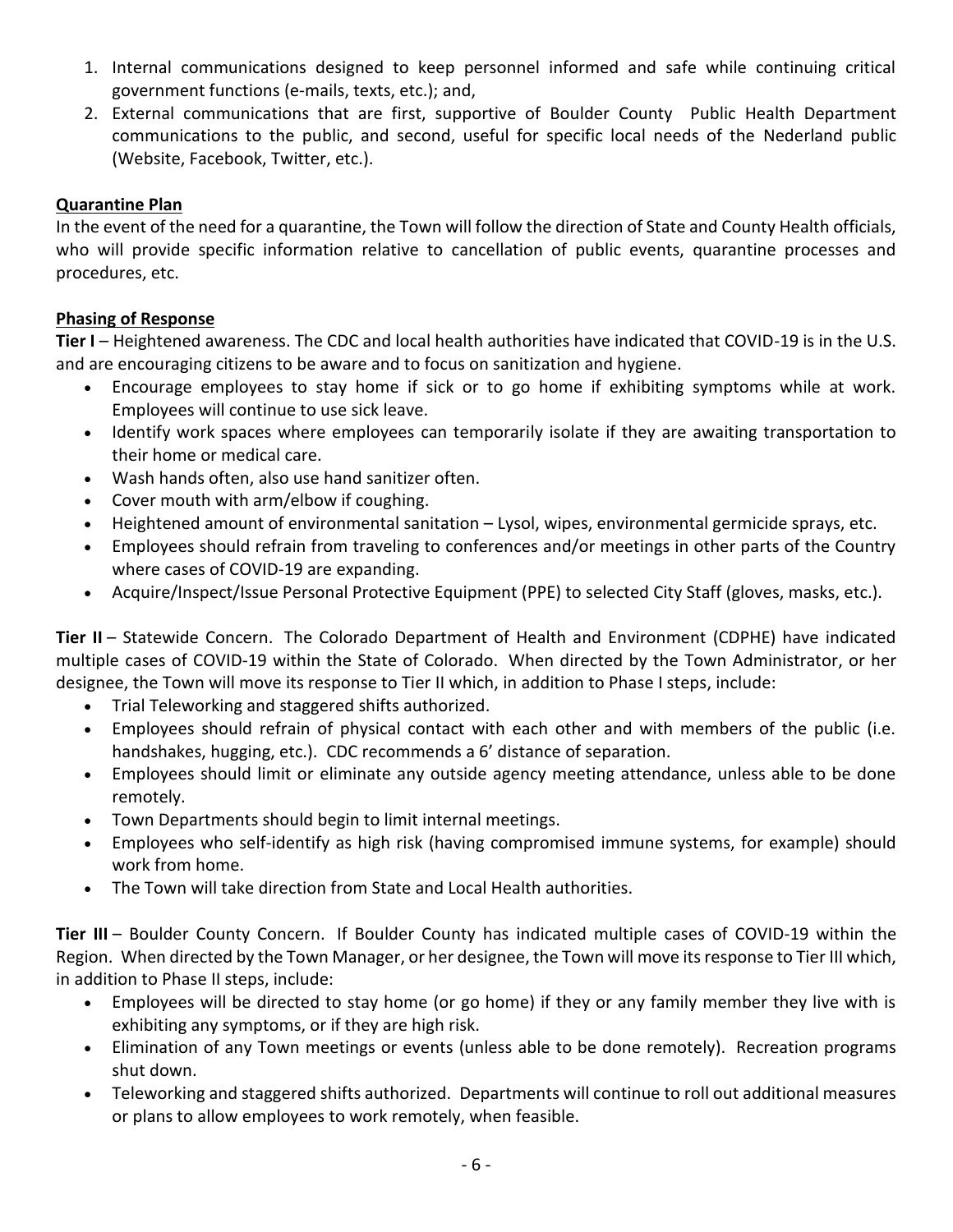1. Internal communications designed to keep personnel informed and safe while continuing critical government functions (e-mails, texts, etc.); and,
2. External communications that are first, supportive of Boulder County Public Health Department communications to the public, and second, useful for specific local needs of the Nederland public (Website, Facebook, Twitter, etc.).

**Quarantine Plan**

In the event of the need for a quarantine, the Town will follow the direction of State and County Health officials, who will provide specific information relative to cancellation of public events, quarantine processes and procedures, etc.

**Phasing of Response**

**Tier I** – Heightened awareness. The CDC and local health authorities have indicated that COVID-19 is in the U.S. and are encouraging citizens to be aware and to focus on sanitization and hygiene.

- Encourage employees to stay home if sick or to go home if exhibiting symptoms while at work. Employees will continue to use sick leave.
- Identify work spaces where employees can temporarily isolate if they are awaiting transportation to their home or medical care.
- Wash hands often, also use hand sanitizer often.
- Cover mouth with arm/elbow if coughing.
- Heightened amount of environmental sanitation – Lysol, wipes, environmental germicide sprays, etc.
- Employees should refrain from traveling to conferences and/or meetings in other parts of the Country where cases of COVID-19 are expanding.
- Acquire/Inspect/Issue Personal Protective Equipment (PPE) to selected City Staff (gloves, masks, etc.).

**Tier II** – Statewide Concern. The Colorado Department of Health and Environment (CDPHE) have indicated multiple cases of COVID-19 within the State of Colorado. When directed by the Town Administrator, or her designee, the Town will move its response to Tier II which, in addition to Phase I steps, include:

- Trial Teleworking and staggered shifts authorized.
- Employees should refrain of physical contact with each other and with members of the public (i.e. handshakes, hugging, etc.). CDC recommends a 6' distance of separation.
- Employees should limit or eliminate any outside agency meeting attendance, unless able to be done remotely.
- Town Departments should begin to limit internal meetings.
- Employees who self-identify as high risk (having compromised immune systems, for example) should work from home.
- The Town will take direction from State and Local Health authorities.

**Tier III** – Boulder County Concern. If Boulder County has indicated multiple cases of COVID-19 within the Region. When directed by the Town Manager, or her designee, the Town will move its response to Tier III which, in addition to Phase II steps, include:

- Employees will be directed to stay home (or go home) if they or any family member they live with is exhibiting any symptoms, or if they are high risk.
- Elimination of any Town meetings or events (unless able to be done remotely). Recreation programs shut down.
- Teleworking and staggered shifts authorized. Departments will continue to roll out additional measures or plans to allow employees to work remotely, when feasible.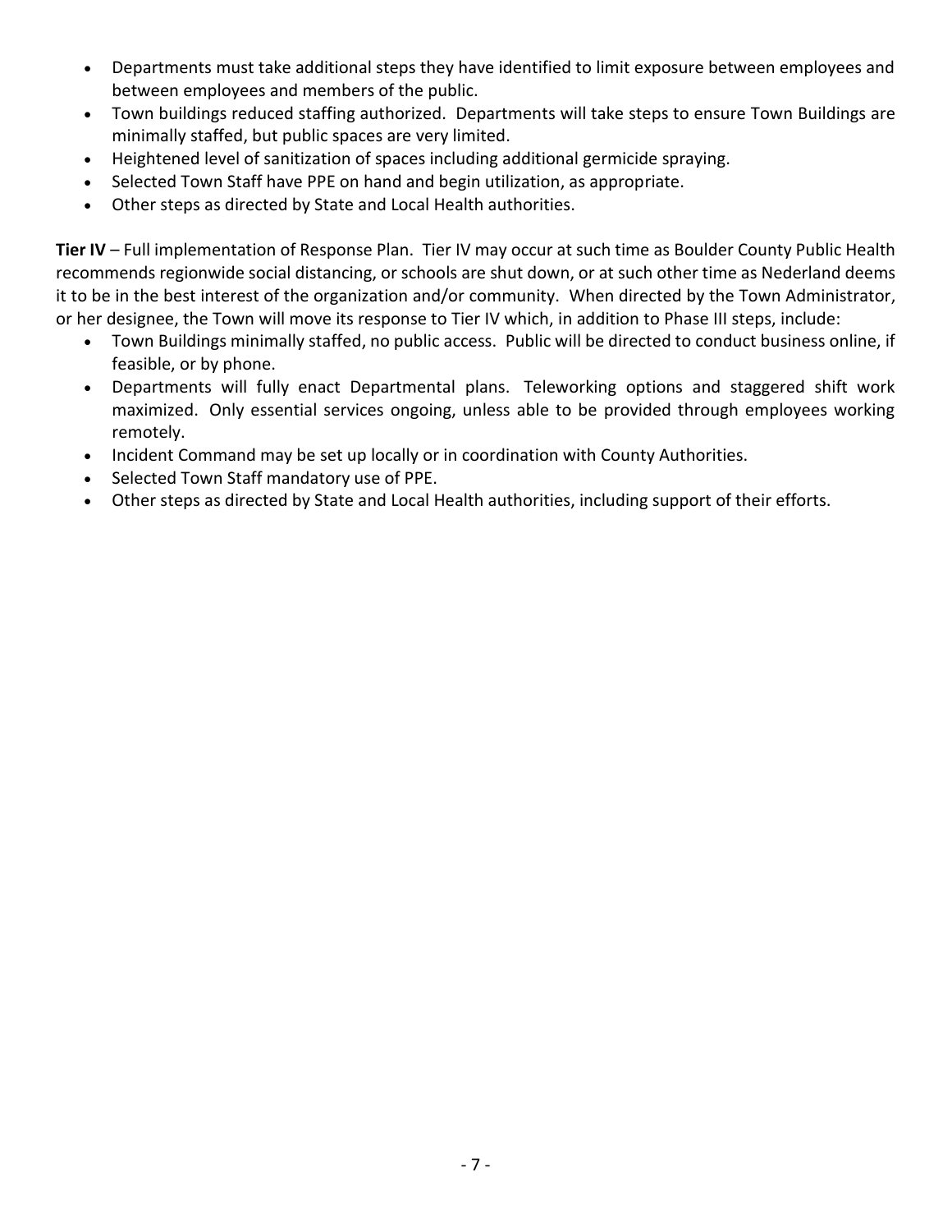- Departments must take additional steps they have identified to limit exposure between employees and between employees and members of the public.
- Town buildings reduced staffing authorized. Departments will take steps to ensure Town Buildings are minimally staffed, but public spaces are very limited.
- Heightened level of sanitization of spaces including additional germicide spraying.
- Selected Town Staff have PPE on hand and begin utilization, as appropriate.
- Other steps as directed by State and Local Health authorities.

**Tier IV** – Full implementation of Response Plan. Tier IV may occur at such time as Boulder County Public Health recommends regionwide social distancing, or schools are shut down, or at such other time as Nederland deems it to be in the best interest of the organization and/or community. When directed by the Town Administrator, or her designee, the Town will move its response to Tier IV which, in addition to Phase III steps, include:

- Town Buildings minimally staffed, no public access. Public will be directed to conduct business online, if feasible, or by phone.
- Departments will fully enact Departmental plans. Teleworking options and staggered shift work maximized. Only essential services ongoing, unless able to be provided through employees working remotely.
- Incident Command may be set up locally or in coordination with County Authorities.
- Selected Town Staff mandatory use of PPE.
- Other steps as directed by State and Local Health authorities, including support of their efforts.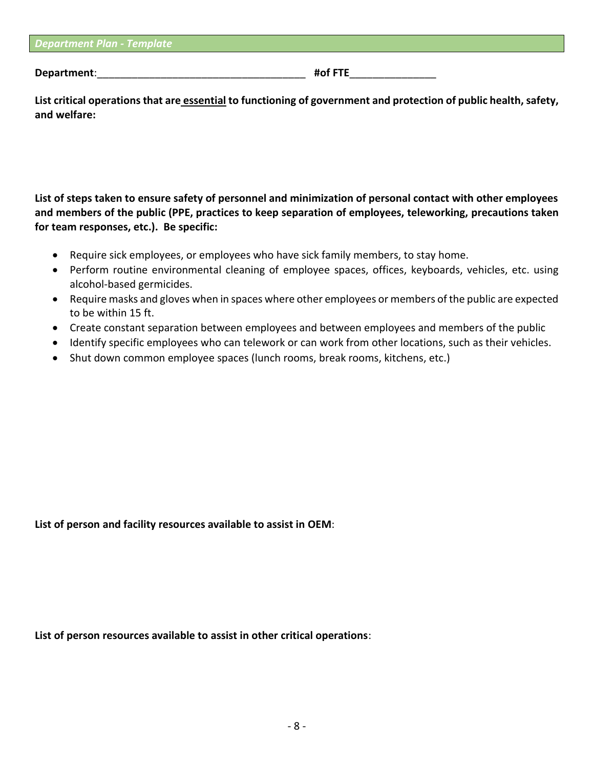*Department Plan - Template*

**Department**:_____________________________________ **#of FTE**_______________

**List critical operations that are <u>essential</u> to functioning of government and protection of public health, safety, and welfare:**

**List of steps taken to ensure safety of personnel and minimization of personal contact with other employees and members of the public (PPE, practices to keep separation of employees, teleworking, precautions taken for team responses, etc.). Be specific:**

- Require sick employees, or employees who have sick family members, to stay home.
- Perform routine environmental cleaning of employee spaces, offices, keyboards, vehicles, etc. using alcohol-based germicides.
- Require masks and gloves when in spaces where other employees or members of the public are expected to be within 15 ft.
- Create constant separation between employees and between employees and members of the public
- Identify specific employees who can telework or can work from other locations, such as their vehicles.
- Shut down common employee spaces (lunch rooms, break rooms, kitchens, etc.)

**List of person and facility resources available to assist in OEM**:

**List of person resources available to assist in other critical operations**: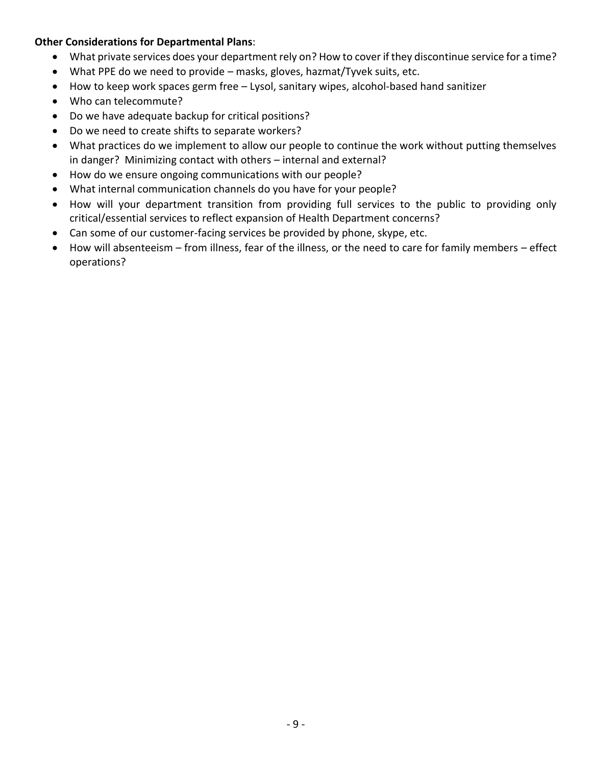**Other Considerations for Departmental Plans**:

- What private services does your department rely on? How to cover if they discontinue service for a time?
- What PPE do we need to provide – masks, gloves, hazmat/Tyvek suits, etc.
- How to keep work spaces germ free – Lysol, sanitary wipes, alcohol-based hand sanitizer
- Who can telecommute?
- Do we have adequate backup for critical positions?
- Do we need to create shifts to separate workers?
- What practices do we implement to allow our people to continue the work without putting themselves in danger? Minimizing contact with others – internal and external?
- How do we ensure ongoing communications with our people?
- What internal communication channels do you have for your people?
- How will your department transition from providing full services to the public to providing only critical/essential services to reflect expansion of Health Department concerns?
- Can some of our customer-facing services be provided by phone, skype, etc.
- How will absenteeism – from illness, fear of the illness, or the need to care for family members – effect operations?